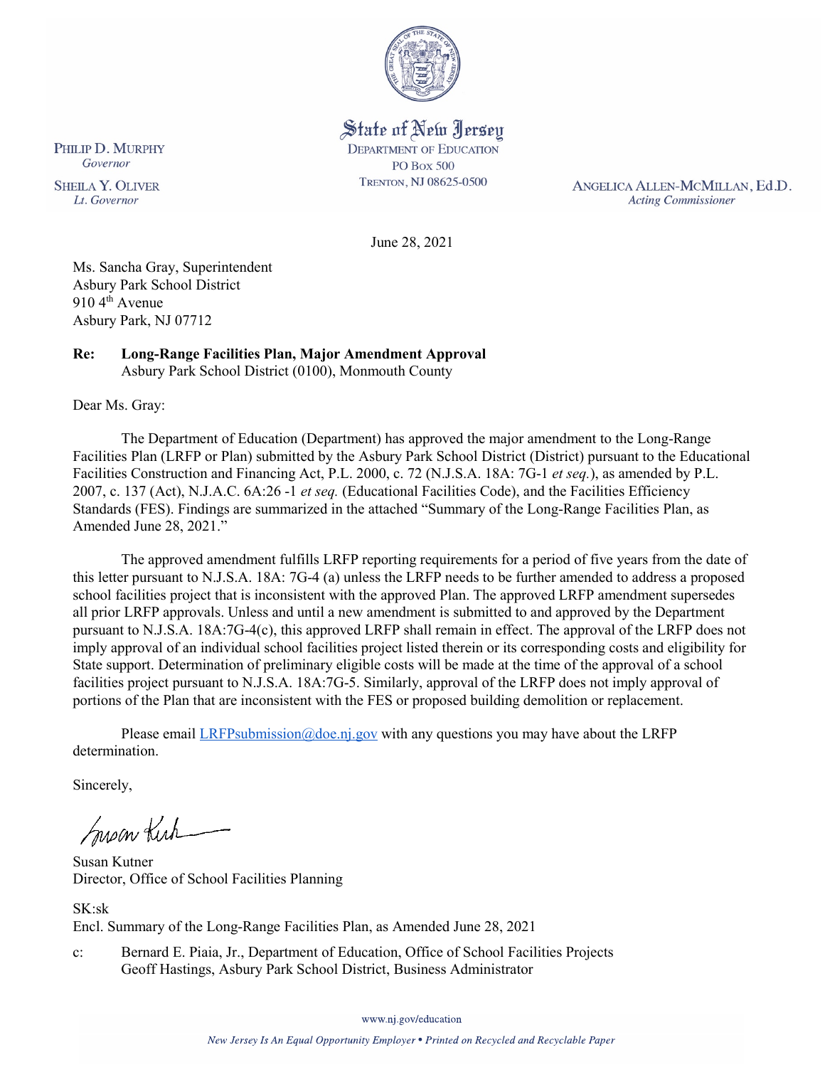State of New Jersey
DEPARTMENT OF EDUCATION
PO Box 500
TRENTON, NJ 08625-0500

PHILIP D. MURPHY
*Governor*

SHEILA Y. OLIVER
*Lt. Governor*

ANGELICA ALLEN-MCMILLAN, Ed.D.
*Acting Commissioner*

June 28, 2021

Ms. Sancha Gray, Superintendent
Asbury Park School District
910 4th Avenue
Asbury Park, NJ 07712

**Re: Long-Range Facilities Plan, Major Amendment Approval**
Asbury Park School District (0100), Monmouth County

Dear Ms. Gray:

The Department of Education (Department) has approved the major amendment to the Long-Range Facilities Plan (LRFP or Plan) submitted by the Asbury Park School District (District) pursuant to the Educational Facilities Construction and Financing Act, P.L. 2000, c. 72 (N.J.S.A. 18A: 7G-1 *et seq.*), as amended by P.L. 2007, c. 137 (Act), N.J.A.C. 6A:26 -1 *et seq.* (Educational Facilities Code), and the Facilities Efficiency Standards (FES). Findings are summarized in the attached "Summary of the Long-Range Facilities Plan, as Amended June 28, 2021."

The approved amendment fulfills LRFP reporting requirements for a period of five years from the date of this letter pursuant to N.J.S.A. 18A: 7G-4 (a) unless the LRFP needs to be further amended to address a proposed school facilities project that is inconsistent with the approved Plan. The approved LRFP amendment supersedes all prior LRFP approvals. Unless and until a new amendment is submitted to and approved by the Department pursuant to N.J.S.A. 18A:7G-4(c), this approved LRFP shall remain in effect. The approval of the LRFP does not imply approval of an individual school facilities project listed therein or its corresponding costs and eligibility for State support. Determination of preliminary eligible costs will be made at the time of the approval of a school facilities project pursuant to N.J.S.A. 18A:7G-5. Similarly, approval of the LRFP does not imply approval of portions of the Plan that are inconsistent with the FES or proposed building demolition or replacement.

Please email LRFPsubmission@doe.nj.gov with any questions you may have about the LRFP determination.

Sincerely,

Susan Kutner
Director, Office of School Facilities Planning

SK:sk
Encl. Summary of the Long-Range Facilities Plan, as Amended June 28, 2021

c: Bernard E. Piaia, Jr., Department of Education, Office of School Facilities Projects
Geoff Hastings, Asbury Park School District, Business Administrator

www.nj.gov/education

*New Jersey Is An Equal Opportunity Employer • Printed on Recycled and Recyclable Paper*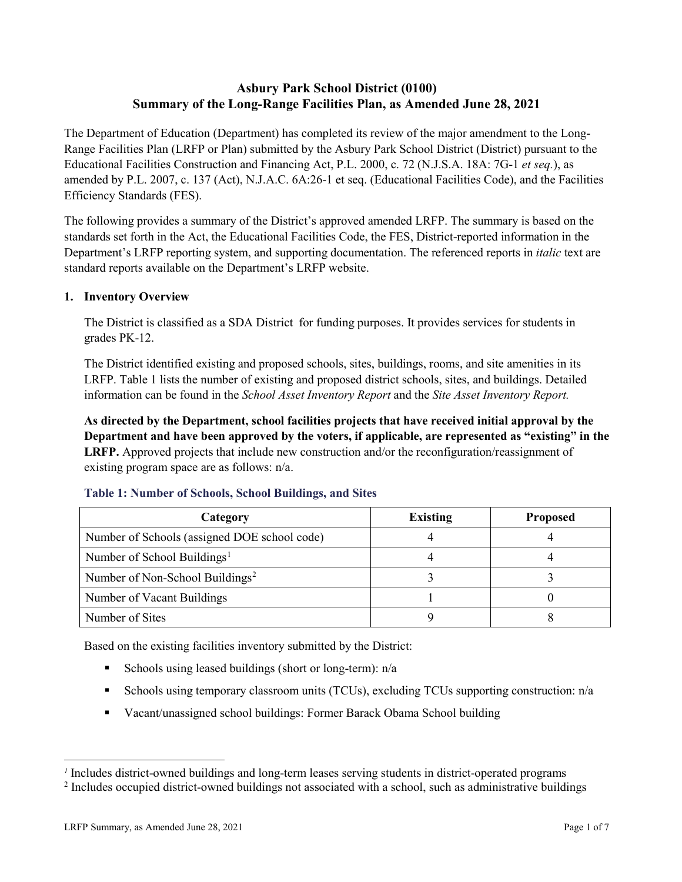# Asbury Park School District (0100)
# Summary of the Long-Range Facilities Plan, as Amended June 28, 2021

The Department of Education (Department) has completed its review of the major amendment to the Long-Range Facilities Plan (LRFP or Plan) submitted by the Asbury Park School District (District) pursuant to the Educational Facilities Construction and Financing Act, P.L. 2000, c. 72 (N.J.S.A. 18A: 7G-1 *et seq.*), as amended by P.L. 2007, c. 137 (Act), N.J.A.C. 6A:26-1 et seq. (Educational Facilities Code), and the Facilities Efficiency Standards (FES).

The following provides a summary of the District's approved amended LRFP. The summary is based on the standards set forth in the Act, the Educational Facilities Code, the FES, District-reported information in the Department's LRFP reporting system, and supporting documentation. The referenced reports in *italic* text are standard reports available on the Department's LRFP website.

## 1. Inventory Overview

The District is classified as a SDA District for funding purposes. It provides services for students in grades PK-12.

The District identified existing and proposed schools, sites, buildings, rooms, and site amenities in its LRFP. Table 1 lists the number of existing and proposed district schools, sites, and buildings. Detailed information can be found in the *School Asset Inventory Report* and the *Site Asset Inventory Report.*

**As directed by the Department, school facilities projects that have received initial approval by the Department and have been approved by the voters, if applicable, are represented as "existing" in the LRFP.** Approved projects that include new construction and/or the reconfiguration/reassignment of existing program space are as follows: n/a.

### Table 1: Number of Schools, School Buildings, and Sites

| Category | Existing | Proposed |
|---|---|---|
| Number of Schools (assigned DOE school code) | 4 | 4 |
| Number of School Buildings[1] | 4 | 4 |
| Number of Non-School Buildings[2] | 3 | 3 |
| Number of Vacant Buildings | 1 | 0 |
| Number of Sites | 9 | 8 |

Based on the existing facilities inventory submitted by the District:

- Schools using leased buildings (short or long-term): n/a
- Schools using temporary classroom units (TCUs), excluding TCUs supporting construction: n/a
- Vacant/unassigned school buildings: Former Barack Obama School building

[1] Includes district-owned buildings and long-term leases serving students in district-operated programs
[2] Includes occupied district-owned buildings not associated with a school, such as administrative buildings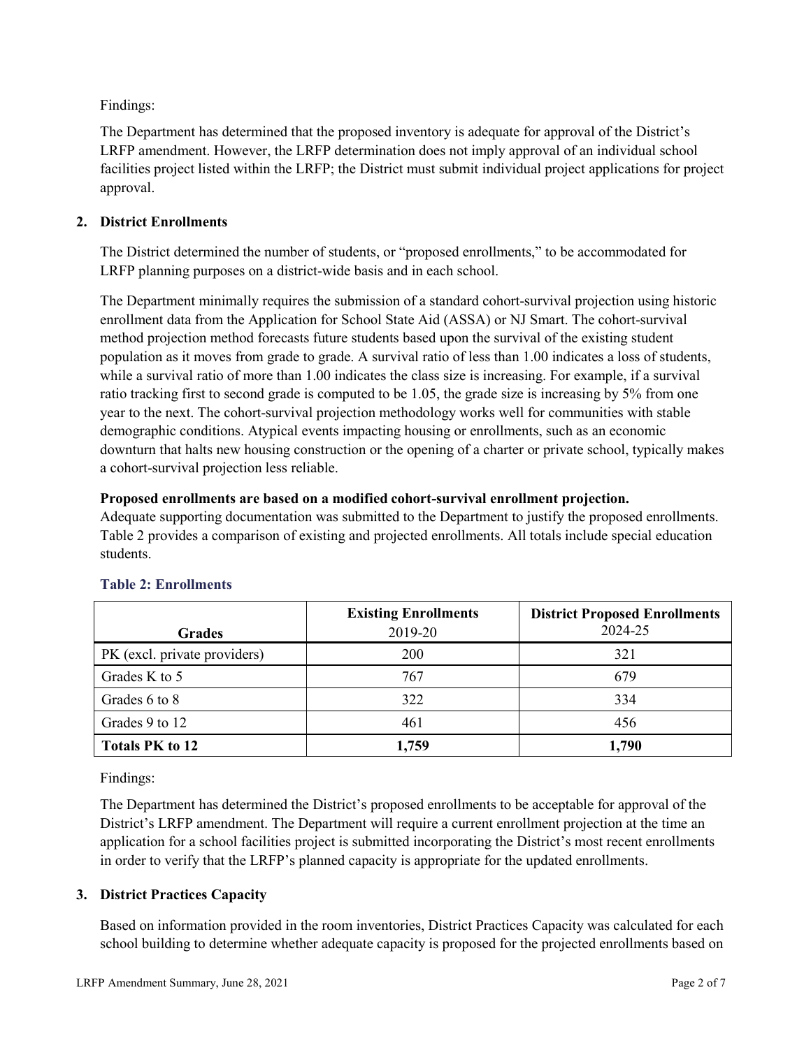Findings:

The Department has determined that the proposed inventory is adequate for approval of the District's LRFP amendment. However, the LRFP determination does not imply approval of an individual school facilities project listed within the LRFP; the District must submit individual project applications for project approval.

## 2. District Enrollments

The District determined the number of students, or "proposed enrollments," to be accommodated for LRFP planning purposes on a district-wide basis and in each school.

The Department minimally requires the submission of a standard cohort-survival projection using historic enrollment data from the Application for School State Aid (ASSA) or NJ Smart. The cohort-survival method projection method forecasts future students based upon the survival of the existing student population as it moves from grade to grade. A survival ratio of less than 1.00 indicates a loss of students, while a survival ratio of more than 1.00 indicates the class size is increasing. For example, if a survival ratio tracking first to second grade is computed to be 1.05, the grade size is increasing by 5% from one year to the next. The cohort-survival projection methodology works well for communities with stable demographic conditions. Atypical events impacting housing or enrollments, such as an economic downturn that halts new housing construction or the opening of a charter or private school, typically makes a cohort-survival projection less reliable.

**Proposed enrollments are based on a modified cohort-survival enrollment projection.**
Adequate supporting documentation was submitted to the Department to justify the proposed enrollments. Table 2 provides a comparison of existing and projected enrollments. All totals include special education students.

### Table 2: Enrollments

| Grades | Existing Enrollments 2019-20 | District Proposed Enrollments 2024-25 |
|---|---|---|
| PK (excl. private providers) | 200 | 321 |
| Grades K to 5 | 767 | 679 |
| Grades 6 to 8 | 322 | 334 |
| Grades 9 to 12 | 461 | 456 |
| **Totals PK to 12** | **1,759** | **1,790** |

Findings:

The Department has determined the District's proposed enrollments to be acceptable for approval of the District's LRFP amendment. The Department will require a current enrollment projection at the time an application for a school facilities project is submitted incorporating the District's most recent enrollments in order to verify that the LRFP's planned capacity is appropriate for the updated enrollments.

## 3. District Practices Capacity

Based on information provided in the room inventories, District Practices Capacity was calculated for each school building to determine whether adequate capacity is proposed for the projected enrollments based on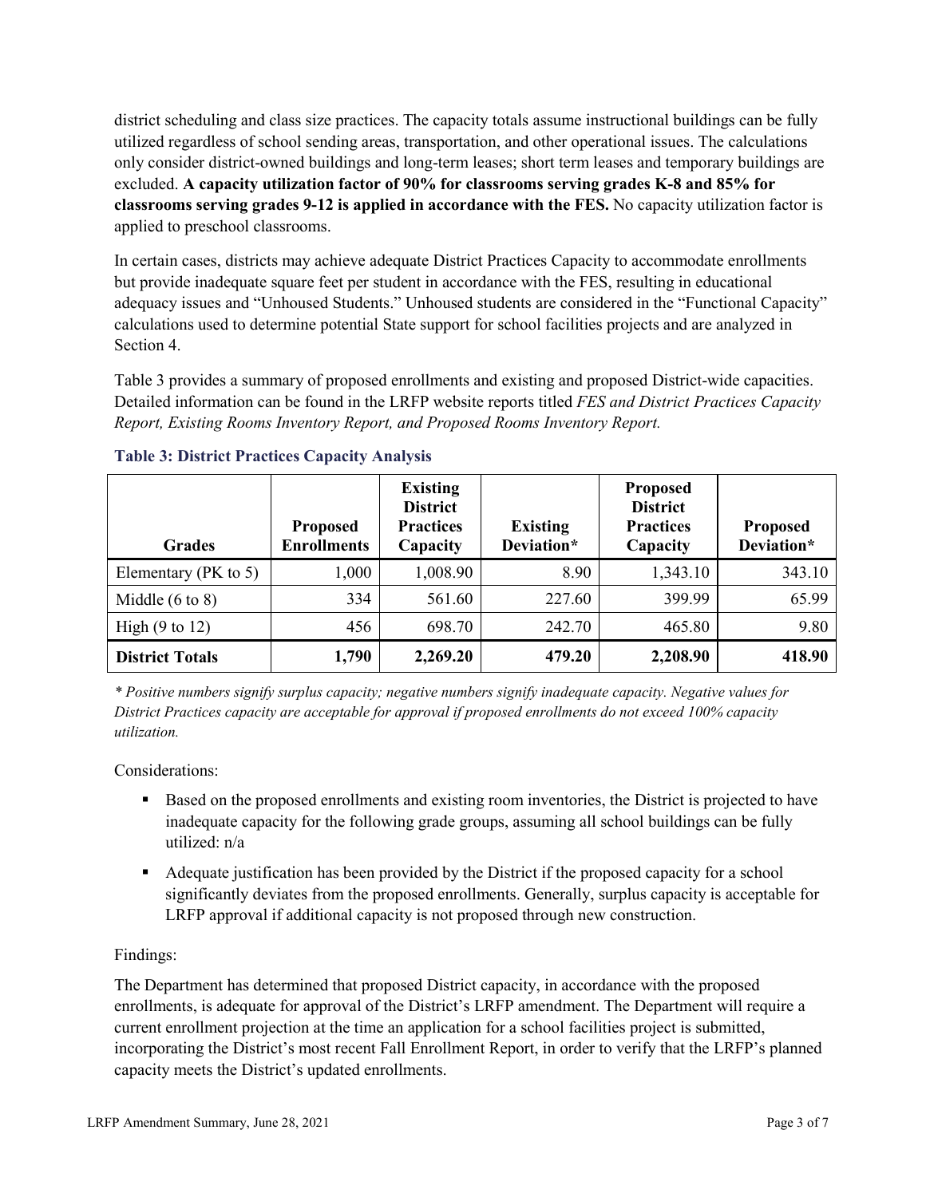district scheduling and class size practices. The capacity totals assume instructional buildings can be fully utilized regardless of school sending areas, transportation, and other operational issues. The calculations only consider district-owned buildings and long-term leases; short term leases and temporary buildings are excluded. **A capacity utilization factor of 90% for classrooms serving grades K-8 and 85% for classrooms serving grades 9-12 is applied in accordance with the FES.** No capacity utilization factor is applied to preschool classrooms.

In certain cases, districts may achieve adequate District Practices Capacity to accommodate enrollments but provide inadequate square feet per student in accordance with the FES, resulting in educational adequacy issues and "Unhoused Students." Unhoused students are considered in the "Functional Capacity" calculations used to determine potential State support for school facilities projects and are analyzed in Section 4.

Table 3 provides a summary of proposed enrollments and existing and proposed District-wide capacities. Detailed information can be found in the LRFP website reports titled *FES and District Practices Capacity Report, Existing Rooms Inventory Report, and Proposed Rooms Inventory Report.*

### Table 3: District Practices Capacity Analysis

| Grades | Proposed Enrollments | Existing District Practices Capacity | Existing Deviation* | Proposed District Practices Capacity | Proposed Deviation* |
|---|---|---|---|---|---|
| Elementary (PK to 5) | 1,000 | 1,008.90 | 8.90 | 1,343.10 | 343.10 |
| Middle (6 to 8) | 334 | 561.60 | 227.60 | 399.99 | 65.99 |
| High (9 to 12) | 456 | 698.70 | 242.70 | 465.80 | 9.80 |
| **District Totals** | **1,790** | **2,269.20** | **479.20** | **2,208.90** | **418.90** |

*\* Positive numbers signify surplus capacity; negative numbers signify inadequate capacity. Negative values for District Practices capacity are acceptable for approval if proposed enrollments do not exceed 100% capacity utilization.*

Considerations:

- Based on the proposed enrollments and existing room inventories, the District is projected to have inadequate capacity for the following grade groups, assuming all school buildings can be fully utilized: n/a
- Adequate justification has been provided by the District if the proposed capacity for a school significantly deviates from the proposed enrollments. Generally, surplus capacity is acceptable for LRFP approval if additional capacity is not proposed through new construction.

Findings:

The Department has determined that proposed District capacity, in accordance with the proposed enrollments, is adequate for approval of the District's LRFP amendment. The Department will require a current enrollment projection at the time an application for a school facilities project is submitted, incorporating the District's most recent Fall Enrollment Report, in order to verify that the LRFP's planned capacity meets the District's updated enrollments.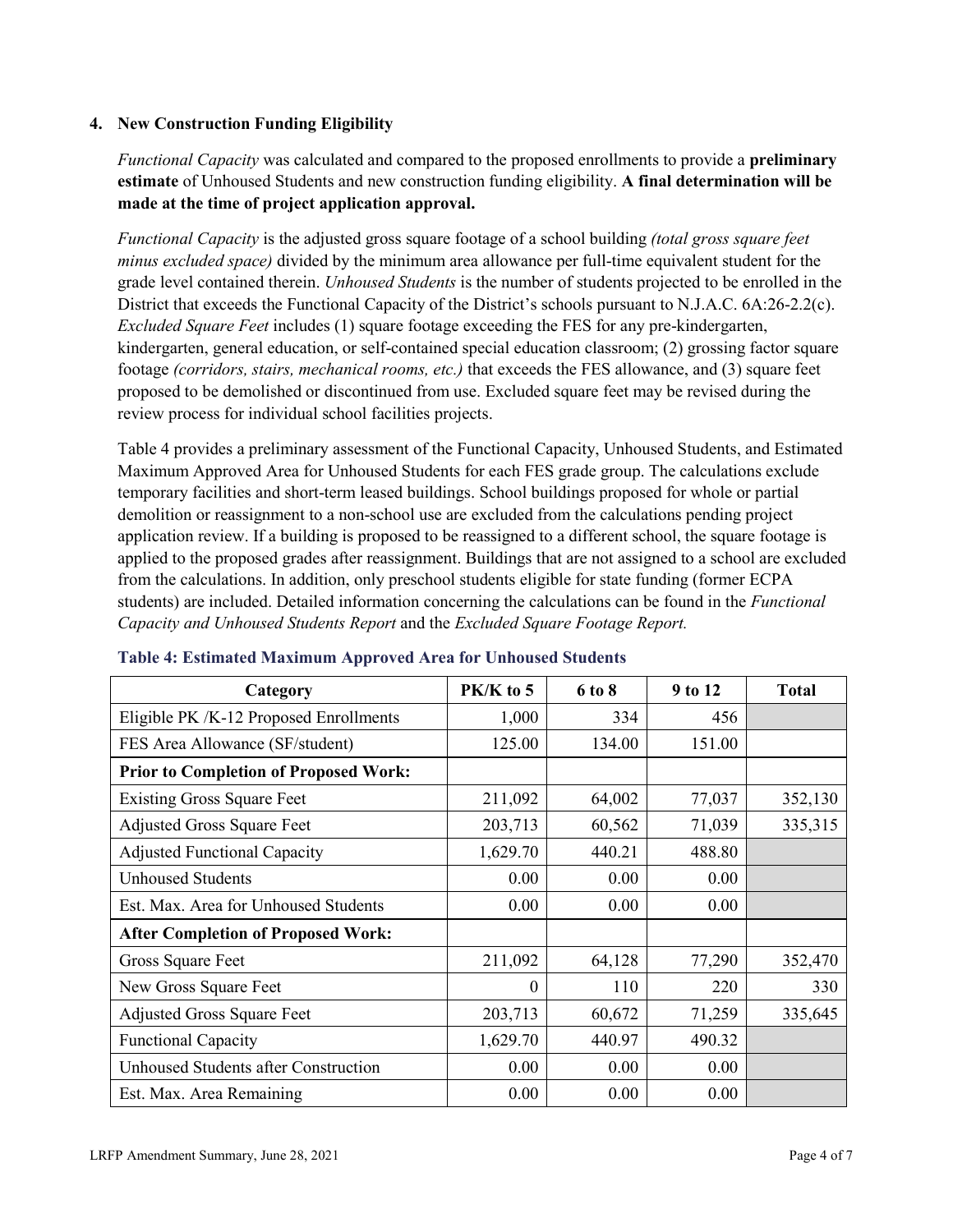## 4. New Construction Funding Eligibility

*Functional Capacity* was calculated and compared to the proposed enrollments to provide a **preliminary estimate** of Unhoused Students and new construction funding eligibility. **A final determination will be made at the time of project application approval.**

*Functional Capacity* is the adjusted gross square footage of a school building *(total gross square feet minus excluded space)* divided by the minimum area allowance per full-time equivalent student for the grade level contained therein. *Unhoused Students* is the number of students projected to be enrolled in the District that exceeds the Functional Capacity of the District's schools pursuant to N.J.A.C. 6A:26-2.2(c). *Excluded Square Feet* includes (1) square footage exceeding the FES for any pre-kindergarten, kindergarten, general education, or self-contained special education classroom; (2) grossing factor square footage *(corridors, stairs, mechanical rooms, etc.)* that exceeds the FES allowance, and (3) square feet proposed to be demolished or discontinued from use. Excluded square feet may be revised during the review process for individual school facilities projects.

Table 4 provides a preliminary assessment of the Functional Capacity, Unhoused Students, and Estimated Maximum Approved Area for Unhoused Students for each FES grade group. The calculations exclude temporary facilities and short-term leased buildings. School buildings proposed for whole or partial demolition or reassignment to a non-school use are excluded from the calculations pending project application review. If a building is proposed to be reassigned to a different school, the square footage is applied to the proposed grades after reassignment. Buildings that are not assigned to a school are excluded from the calculations. In addition, only preschool students eligible for state funding (former ECPA students) are included. Detailed information concerning the calculations can be found in the *Functional Capacity and Unhoused Students Report* and the *Excluded Square Footage Report.*

**Table 4: Estimated Maximum Approved Area for Unhoused Students**

| Category | PK/K to 5 | 6 to 8 | 9 to 12 | Total |
|---|---|---|---|---|
| Eligible PK /K-12 Proposed Enrollments | 1,000 | 334 | 456 | |
| FES Area Allowance (SF/student) | 125.00 | 134.00 | 151.00 | |
| **Prior to Completion of Proposed Work:** | | | | |
| Existing Gross Square Feet | 211,092 | 64,002 | 77,037 | 352,130 |
| Adjusted Gross Square Feet | 203,713 | 60,562 | 71,039 | 335,315 |
| Adjusted Functional Capacity | 1,629.70 | 440.21 | 488.80 | |
| Unhoused Students | 0.00 | 0.00 | 0.00 | |
| Est. Max. Area for Unhoused Students | 0.00 | 0.00 | 0.00 | |
| **After Completion of Proposed Work:** | | | | |
| Gross Square Feet | 211,092 | 64,128 | 77,290 | 352,470 |
| New Gross Square Feet | 0 | 110 | 220 | 330 |
| Adjusted Gross Square Feet | 203,713 | 60,672 | 71,259 | 335,645 |
| Functional Capacity | 1,629.70 | 440.97 | 490.32 | |
| Unhoused Students after Construction | 0.00 | 0.00 | 0.00 | |
| Est. Max. Area Remaining | 0.00 | 0.00 | 0.00 | |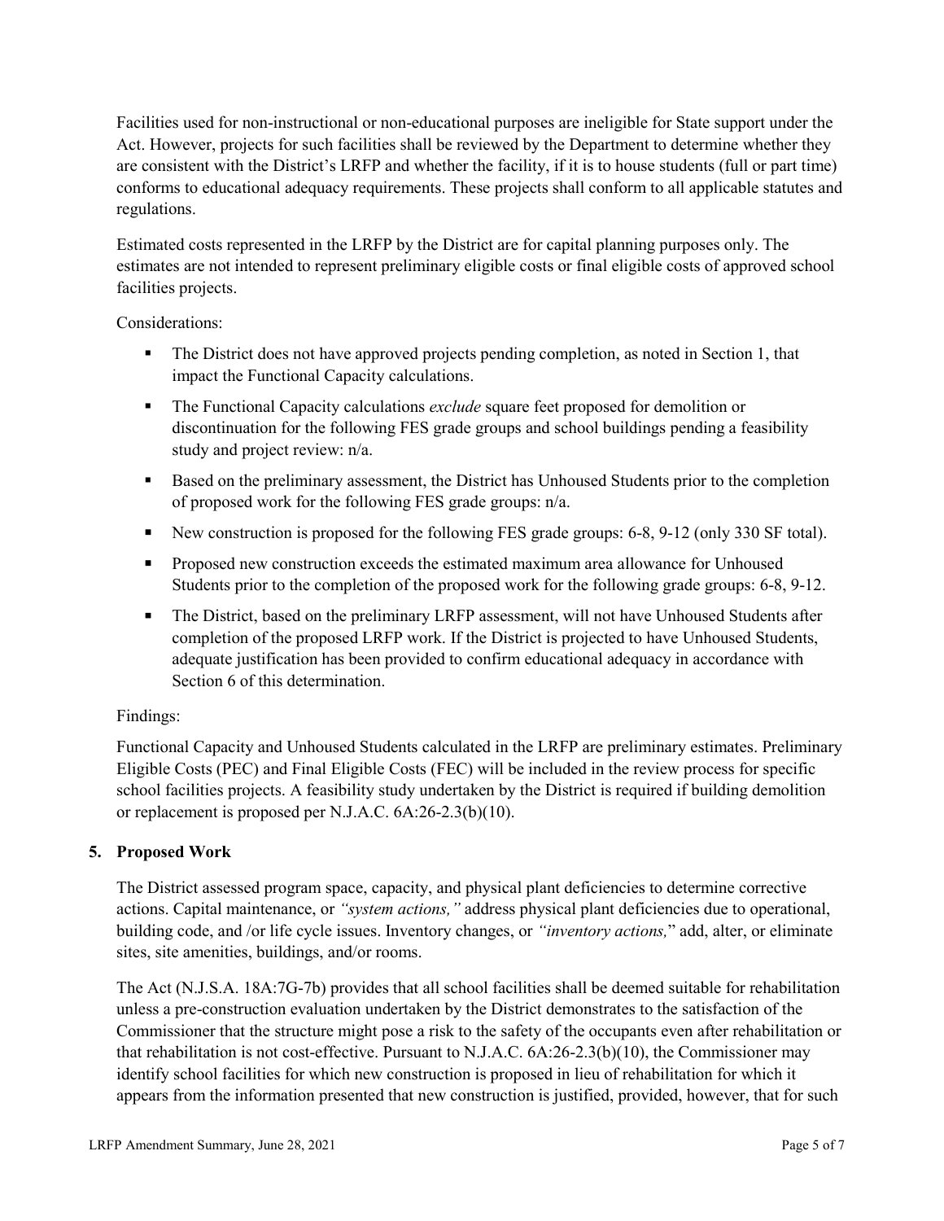Facilities used for non-instructional or non-educational purposes are ineligible for State support under the Act. However, projects for such facilities shall be reviewed by the Department to determine whether they are consistent with the District's LRFP and whether the facility, if it is to house students (full or part time) conforms to educational adequacy requirements. These projects shall conform to all applicable statutes and regulations.

Estimated costs represented in the LRFP by the District are for capital planning purposes only. The estimates are not intended to represent preliminary eligible costs or final eligible costs of approved school facilities projects.

Considerations:

- The District does not have approved projects pending completion, as noted in Section 1, that impact the Functional Capacity calculations.
- The Functional Capacity calculations *exclude* square feet proposed for demolition or discontinuation for the following FES grade groups and school buildings pending a feasibility study and project review: n/a.
- Based on the preliminary assessment, the District has Unhoused Students prior to the completion of proposed work for the following FES grade groups: n/a.
- New construction is proposed for the following FES grade groups: 6-8, 9-12 (only 330 SF total).
- Proposed new construction exceeds the estimated maximum area allowance for Unhoused Students prior to the completion of the proposed work for the following grade groups: 6-8, 9-12.
- The District, based on the preliminary LRFP assessment, will not have Unhoused Students after completion of the proposed LRFP work. If the District is projected to have Unhoused Students, adequate justification has been provided to confirm educational adequacy in accordance with Section 6 of this determination.

Findings:

Functional Capacity and Unhoused Students calculated in the LRFP are preliminary estimates. Preliminary Eligible Costs (PEC) and Final Eligible Costs (FEC) will be included in the review process for specific school facilities projects. A feasibility study undertaken by the District is required if building demolition or replacement is proposed per N.J.A.C. 6A:26-2.3(b)(10).

## 5. Proposed Work

The District assessed program space, capacity, and physical plant deficiencies to determine corrective actions. Capital maintenance, or *"system actions,"* address physical plant deficiencies due to operational, building code, and /or life cycle issues. Inventory changes, or *"inventory actions,"* add, alter, or eliminate sites, site amenities, buildings, and/or rooms.

The Act (N.J.S.A. 18A:7G-7b) provides that all school facilities shall be deemed suitable for rehabilitation unless a pre-construction evaluation undertaken by the District demonstrates to the satisfaction of the Commissioner that the structure might pose a risk to the safety of the occupants even after rehabilitation or that rehabilitation is not cost-effective. Pursuant to N.J.A.C. 6A:26-2.3(b)(10), the Commissioner may identify school facilities for which new construction is proposed in lieu of rehabilitation for which it appears from the information presented that new construction is justified, provided, however, that for such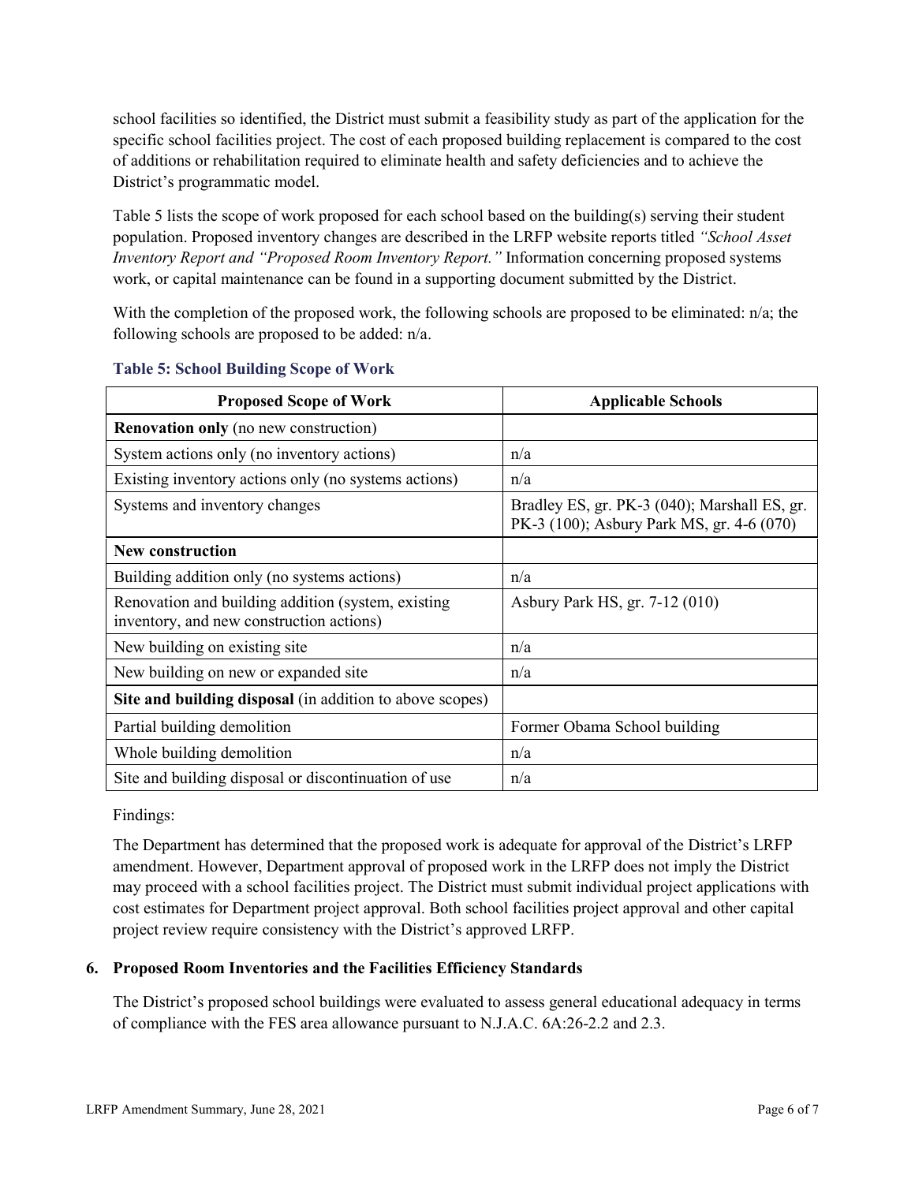school facilities so identified, the District must submit a feasibility study as part of the application for the specific school facilities project. The cost of each proposed building replacement is compared to the cost of additions or rehabilitation required to eliminate health and safety deficiencies and to achieve the District's programmatic model.

Table 5 lists the scope of work proposed for each school based on the building(s) serving their student population. Proposed inventory changes are described in the LRFP website reports titled *"School Asset Inventory Report and "Proposed Room Inventory Report."* Information concerning proposed systems work, or capital maintenance can be found in a supporting document submitted by the District.

With the completion of the proposed work, the following schools are proposed to be eliminated: n/a; the following schools are proposed to be added: n/a.

**Table 5: School Building Scope of Work**

| Proposed Scope of Work | Applicable Schools |
|---|---|
| **Renovation only** (no new construction) | |
| System actions only (no inventory actions) | n/a |
| Existing inventory actions only (no systems actions) | n/a |
| Systems and inventory changes | Bradley ES, gr. PK-3 (040); Marshall ES, gr. PK-3 (100); Asbury Park MS, gr. 4-6 (070) |
| **New construction** | |
| Building addition only (no systems actions) | n/a |
| Renovation and building addition (system, existing inventory, and new construction actions) | Asbury Park HS, gr. 7-12 (010) |
| New building on existing site | n/a |
| New building on new or expanded site | n/a |
| **Site and building disposal** (in addition to above scopes) | |
| Partial building demolition | Former Obama School building |
| Whole building demolition | n/a |
| Site and building disposal or discontinuation of use | n/a |

Findings:

The Department has determined that the proposed work is adequate for approval of the District's LRFP amendment. However, Department approval of proposed work in the LRFP does not imply the District may proceed with a school facilities project. The District must submit individual project applications with cost estimates for Department project approval. Both school facilities project approval and other capital project review require consistency with the District's approved LRFP.

## 6. Proposed Room Inventories and the Facilities Efficiency Standards

The District's proposed school buildings were evaluated to assess general educational adequacy in terms of compliance with the FES area allowance pursuant to N.J.A.C. 6A:26-2.2 and 2.3.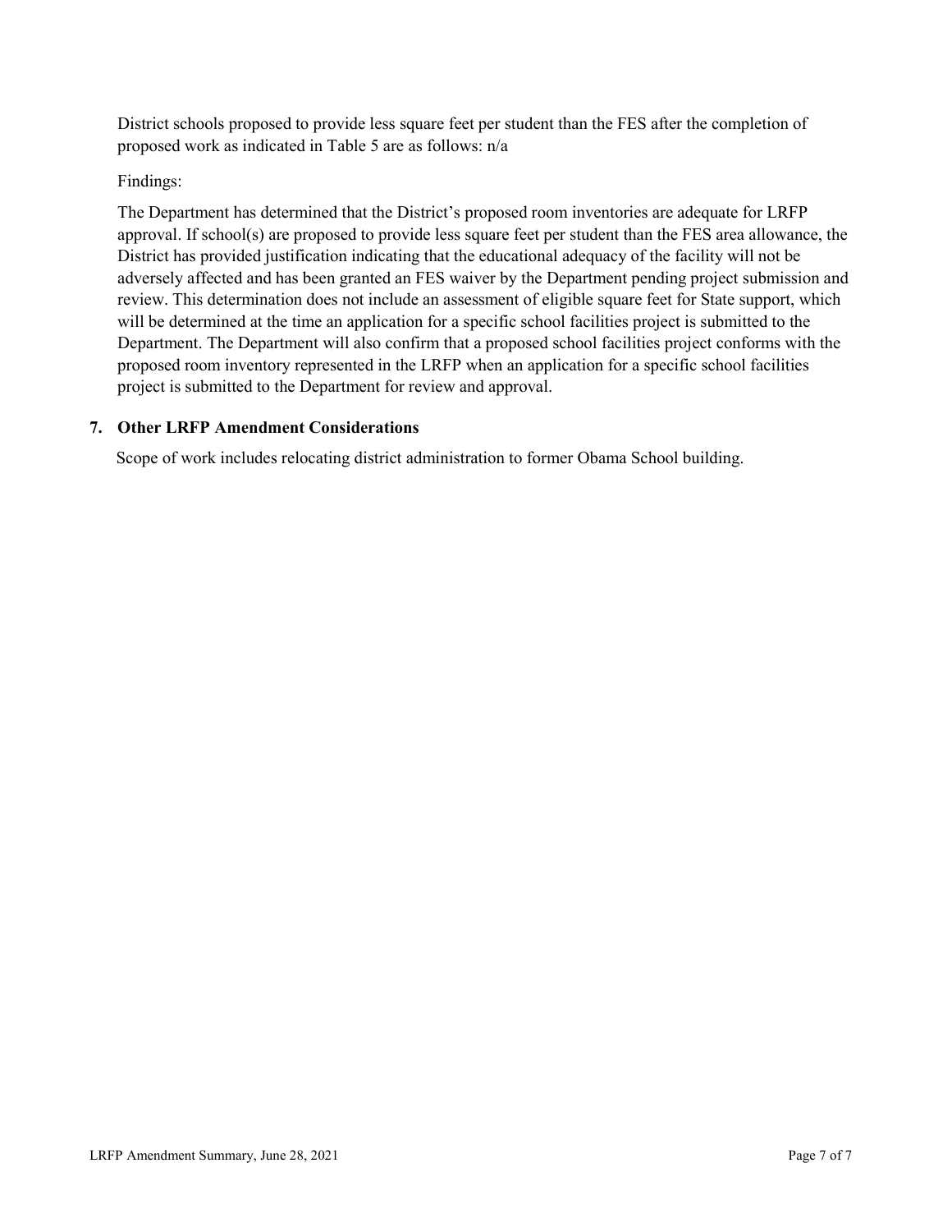District schools proposed to provide less square feet per student than the FES after the completion of proposed work as indicated in Table 5 are as follows: n/a

Findings:

The Department has determined that the District's proposed room inventories are adequate for LRFP approval. If school(s) are proposed to provide less square feet per student than the FES area allowance, the District has provided justification indicating that the educational adequacy of the facility will not be adversely affected and has been granted an FES waiver by the Department pending project submission and review. This determination does not include an assessment of eligible square feet for State support, which will be determined at the time an application for a specific school facilities project is submitted to the Department. The Department will also confirm that a proposed school facilities project conforms with the proposed room inventory represented in the LRFP when an application for a specific school facilities project is submitted to the Department for review and approval.

## 7. Other LRFP Amendment Considerations

Scope of work includes relocating district administration to former Obama School building.